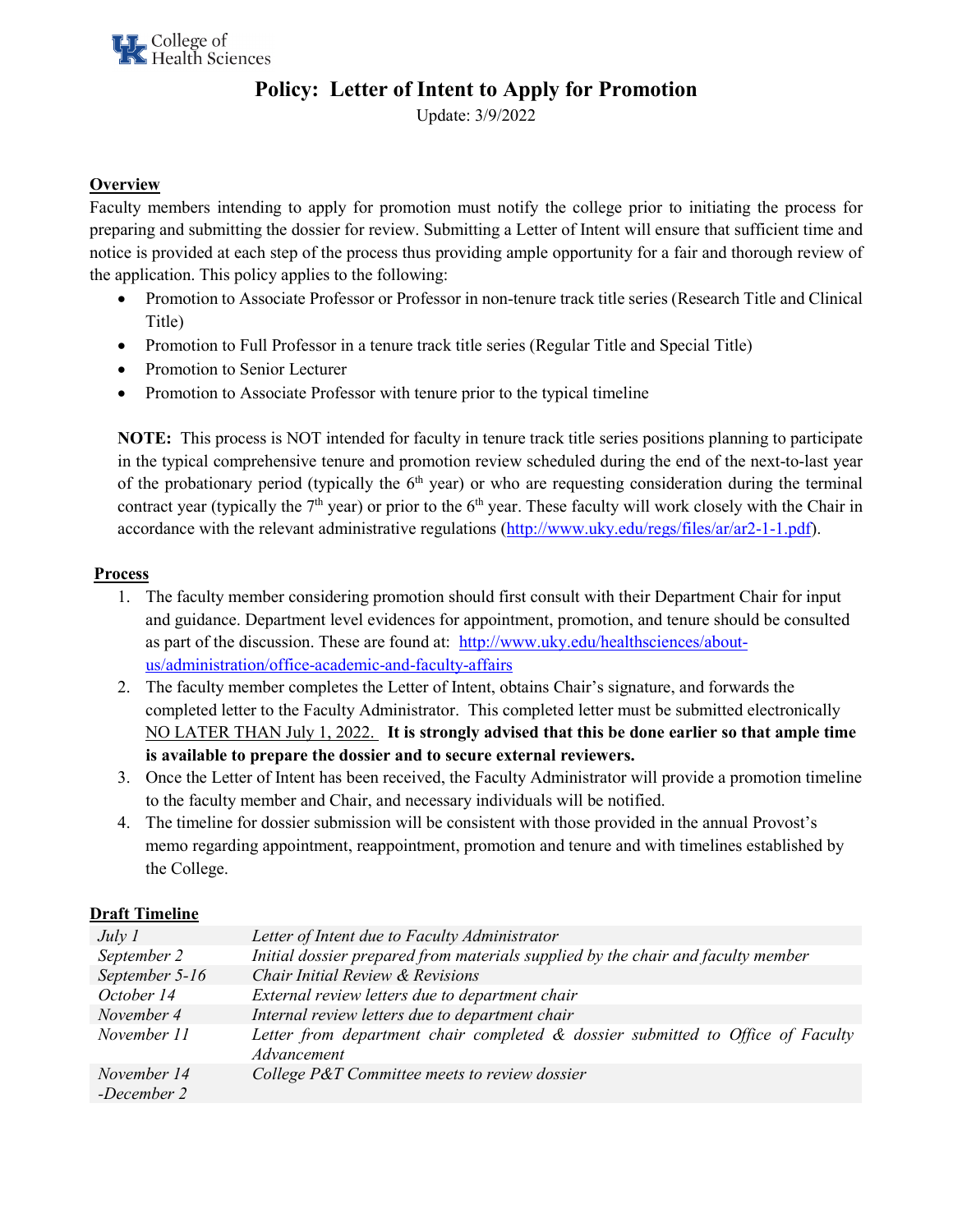UK College of Health Sciences

# Policy: Letter of Intent to Apply for Promotion

Update: 3/9/2022

## Overview

Faculty members intending to apply for promotion must notify the college prior to initiating the process for preparing and submitting the dossier for review. Submitting a Letter of Intent will ensure that sufficient time and notice is provided at each step of the process thus providing ample opportunity for a fair and thorough review of the application. This policy applies to the following:

- Promotion to Associate Professor or Professor in non-tenure track title series (Research Title and Clinical Title)
- Promotion to Full Professor in a tenure track title series (Regular Title and Special Title)
- Promotion to Senior Lecturer
- Promotion to Associate Professor with tenure prior to the typical timeline

**NOTE:** This process is NOT intended for faculty in tenure track title series positions planning to participate in the typical comprehensive tenure and promotion review scheduled during the end of the next-to-last year of the probationary period (typically the 6th year) or who are requesting consideration during the terminal contract year (typically the 7th year) or prior to the 6th year. These faculty will work closely with the Chair in accordance with the relevant administrative regulations (http://www.uky.edu/regs/files/ar/ar2-1-1.pdf).

## Process

1. The faculty member considering promotion should first consult with their Department Chair for input and guidance. Department level evidences for appointment, promotion, and tenure should be consulted as part of the discussion. These are found at: http://www.uky.edu/healthsciences/about-us/administration/office-academic-and-faculty-affairs
2. The faculty member completes the Letter of Intent, obtains Chair's signature, and forwards the completed letter to the Faculty Administrator. This completed letter must be submitted electronically NO LATER THAN July 1, 2022. **It is strongly advised that this be done earlier so that ample time is available to prepare the dossier and to secure external reviewers.**
3. Once the Letter of Intent has been received, the Faculty Administrator will provide a promotion timeline to the faculty member and Chair, and necessary individuals will be notified.
4. The timeline for dossier submission will be consistent with those provided in the annual Provost's memo regarding appointment, reappointment, promotion and tenure and with timelines established by the College.

## Draft Timeline

| | |
|---|---|
| *July 1* | *Letter of Intent due to Faculty Administrator* |
| *September 2* | *Initial dossier prepared from materials supplied by the chair and faculty member* |
| *September 5-16* | *Chair Initial Review & Revisions* |
| *October 14* | *External review letters due to department chair* |
| *November 4* | *Internal review letters due to department chair* |
| *November 11* | *Letter from department chair completed & dossier submitted to Office of Faculty Advancement* |
| *November 14 -December 2* | *College P&T Committee meets to review dossier* |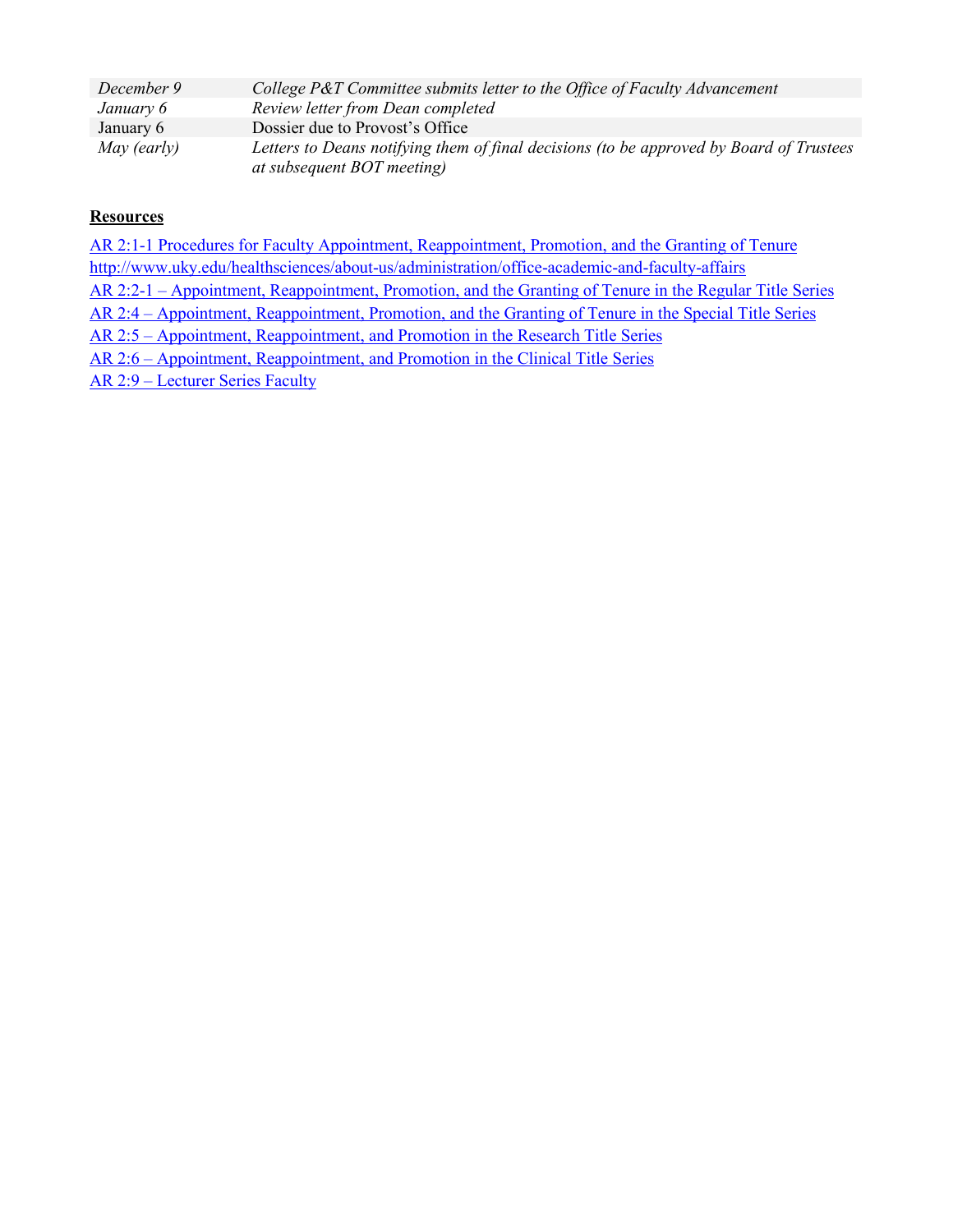| | |
|---|---|
| *December 9* | *College P&T Committee submits letter to the Office of Faculty Advancement* |
| *January 6* | *Review letter from Dean completed* |
| January 6 | Dossier due to Provost's Office |
| *May (early)* | *Letters to Deans notifying them of final decisions (to be approved by Board of Trustees at subsequent BOT meeting)* |

**Resources**

AR 2:1-1 Procedures for Faculty Appointment, Reappointment, Promotion, and the Granting of Tenure

http://www.uky.edu/healthsciences/about-us/administration/office-academic-and-faculty-affairs

AR 2:2-1 – Appointment, Reappointment, Promotion, and the Granting of Tenure in the Regular Title Series

AR 2:4 – Appointment, Reappointment, Promotion, and the Granting of Tenure in the Special Title Series

AR 2:5 – Appointment, Reappointment, and Promotion in the Research Title Series

AR 2:6 – Appointment, Reappointment, and Promotion in the Clinical Title Series

AR 2:9 – Lecturer Series Faculty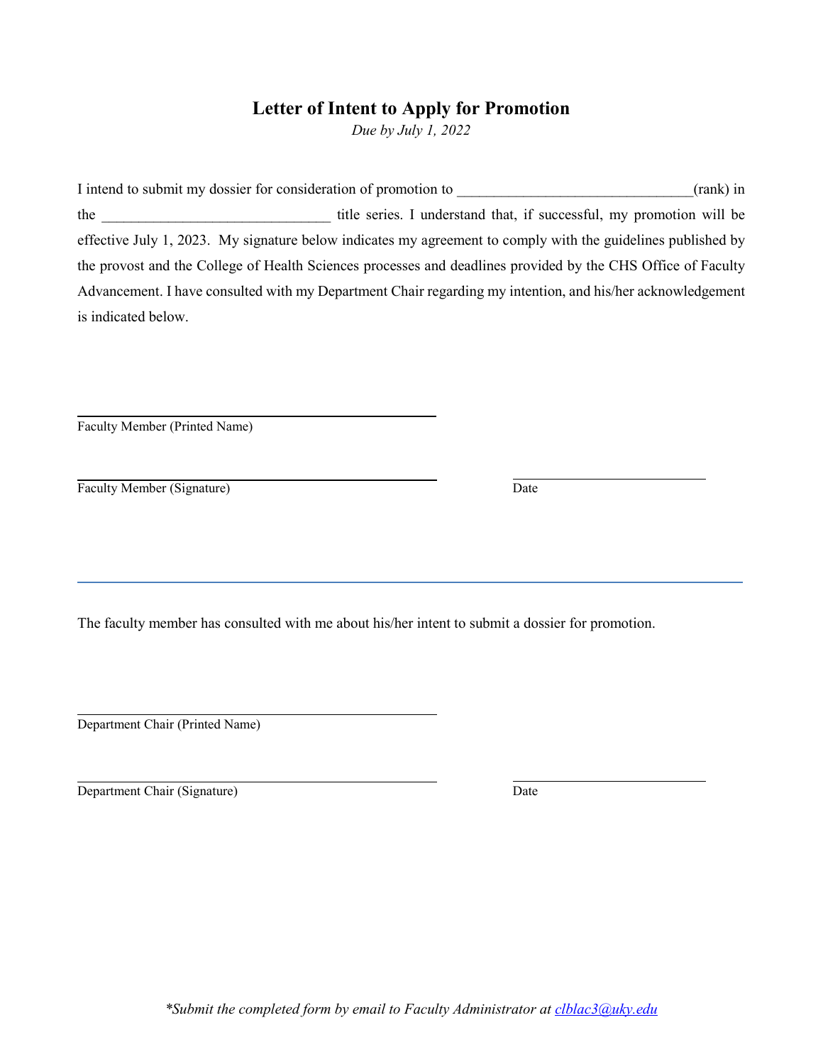# Letter of Intent to Apply for Promotion

*Due by July 1, 2022*

I intend to submit my dossier for consideration of promotion to _______________________________(rank) in the ______________________________ title series. I understand that, if successful, my promotion will be effective July 1, 2023. My signature below indicates my agreement to comply with the guidelines published by the provost and the College of Health Sciences processes and deadlines provided by the CHS Office of Faculty Advancement. I have consulted with my Department Chair regarding my intention, and his/her acknowledgement is indicated below.

_______________________________________________
Faculty Member (Printed Name)

_______________________________________________ _________________________
Faculty Member (Signature) Date

---

The faculty member has consulted with me about his/her intent to submit a dossier for promotion.

_______________________________________________
Department Chair (Printed Name)

_______________________________________________ _________________________
Department Chair (Signature) Date

*\*Submit the completed form by email to Faculty Administrator at clblac3@uky.edu*